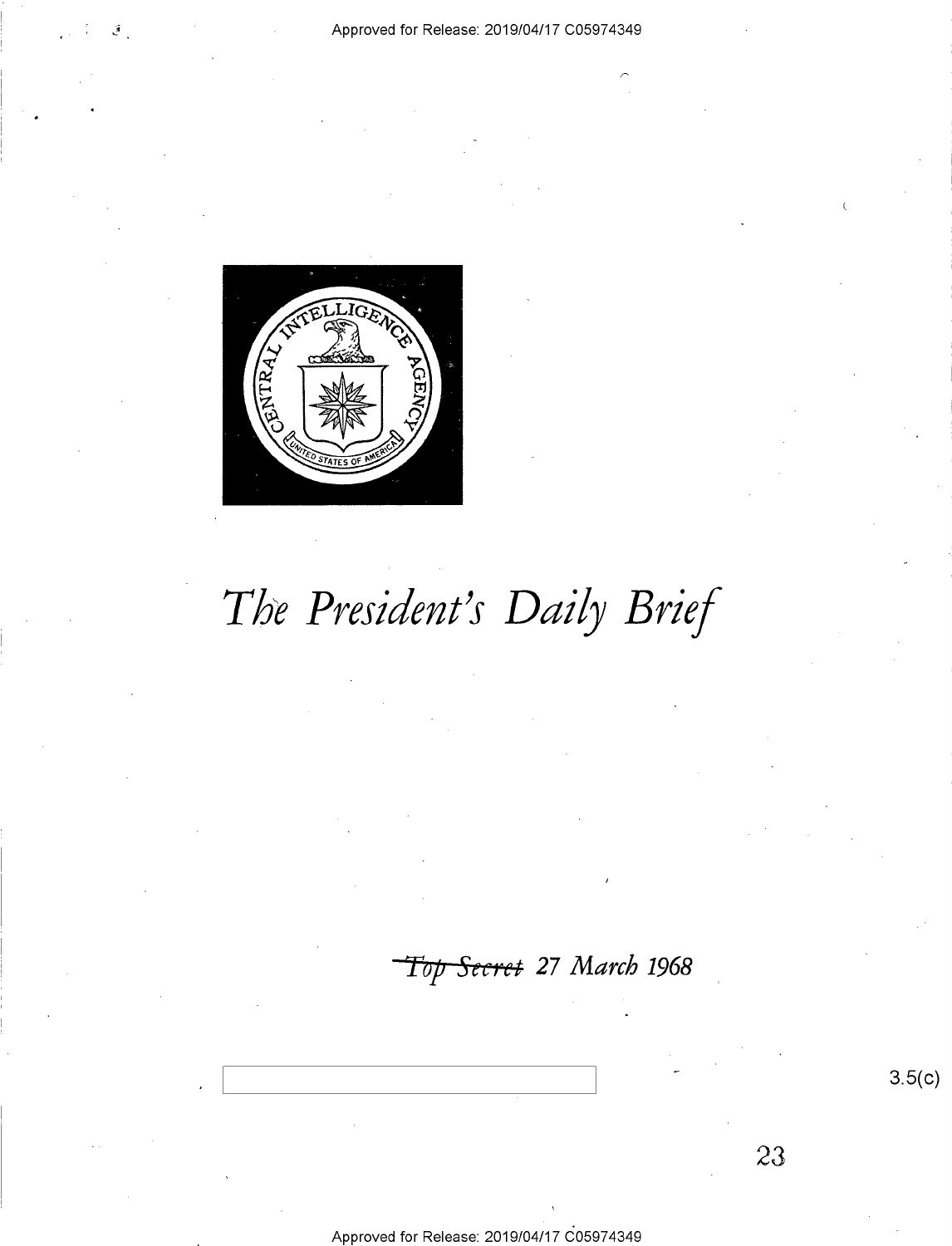Approved for Release: 2019/04/17 C05974349

# The President's Daily Brief

~~Top Secret~~ 27 March 1968

3.5(c)

Approved for Release: 2019/04/17 C05974349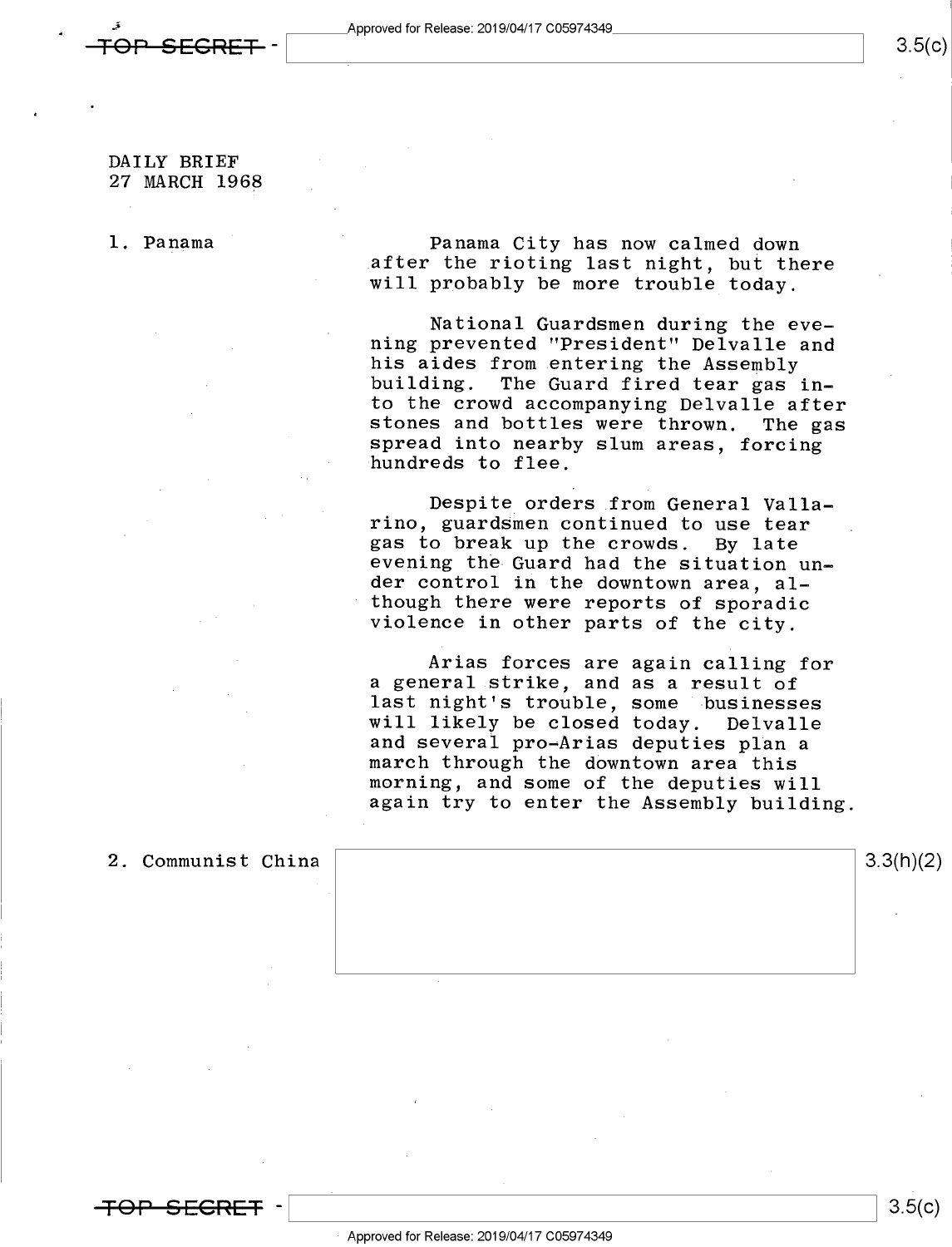DAILY BRIEF
27 MARCH 1968

1. Panama

Panama City has now calmed down after the rioting last night, but there will probably be more trouble today.

National Guardsmen during the evening prevented "President" Delvalle and his aides from entering the Assembly building. The Guard fired tear gas into the crowd accompanying Delvalle after stones and bottles were thrown. The gas spread into nearby slum areas, forcing hundreds to flee.

Despite orders from General Vallarino, guardsmen continued to use tear gas to break up the crowds. By late evening the Guard had the situation under control in the downtown area, although there were reports of sporadic violence in other parts of the city.

Arias forces are again calling for a general strike, and as a result of last night's trouble, some businesses will likely be closed today. Delvalle and several pro-Arias deputies plan a march through the downtown area this morning, and some of the deputies will again try to enter the Assembly building.

2. Communist China

3.3(h)(2)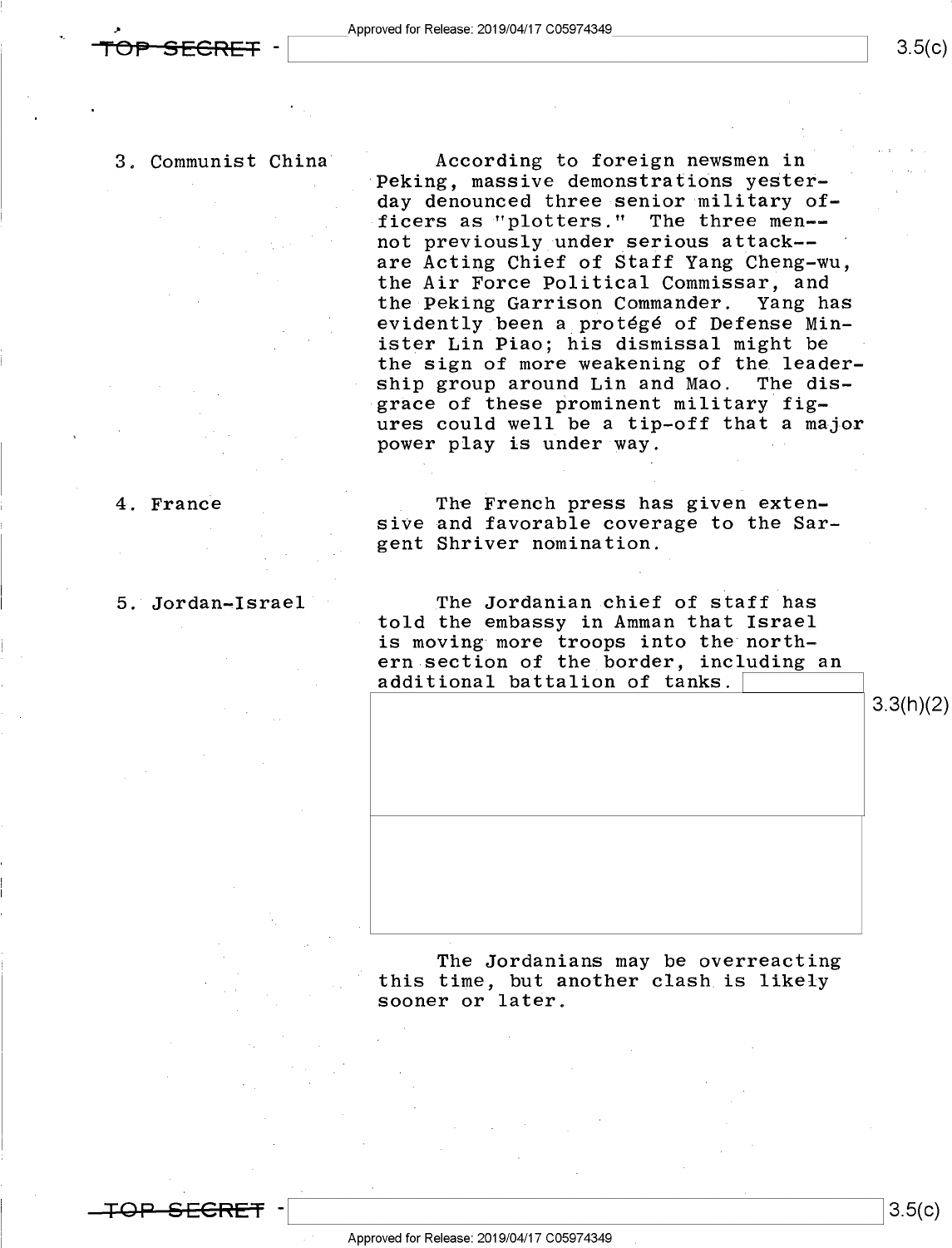3. Communist China

According to foreign newsmen in Peking, massive demonstrations yesterday denounced three senior military officers as "plotters." The three men--not previously under serious attack--are Acting Chief of Staff Yang Cheng-wu, the Air Force Political Commissar, and the Peking Garrison Commander. Yang has evidently been a protégé of Defense Minister Lin Piao; his dismissal might be the sign of more weakening of the leadership group around Lin and Mao. The disgrace of these prominent military figures could well be a tip-off that a major power play is under way.

4. France

The French press has given extensive and favorable coverage to the Sargent Shriver nomination.

5. Jordan-Israel

The Jordanian chief of staff has told the embassy in Amman that Israel is moving more troops into the northern section of the border, including an additional battalion of tanks.

3.3(h)(2)

The Jordanians may be overreacting this time, but another clash is likely sooner or later.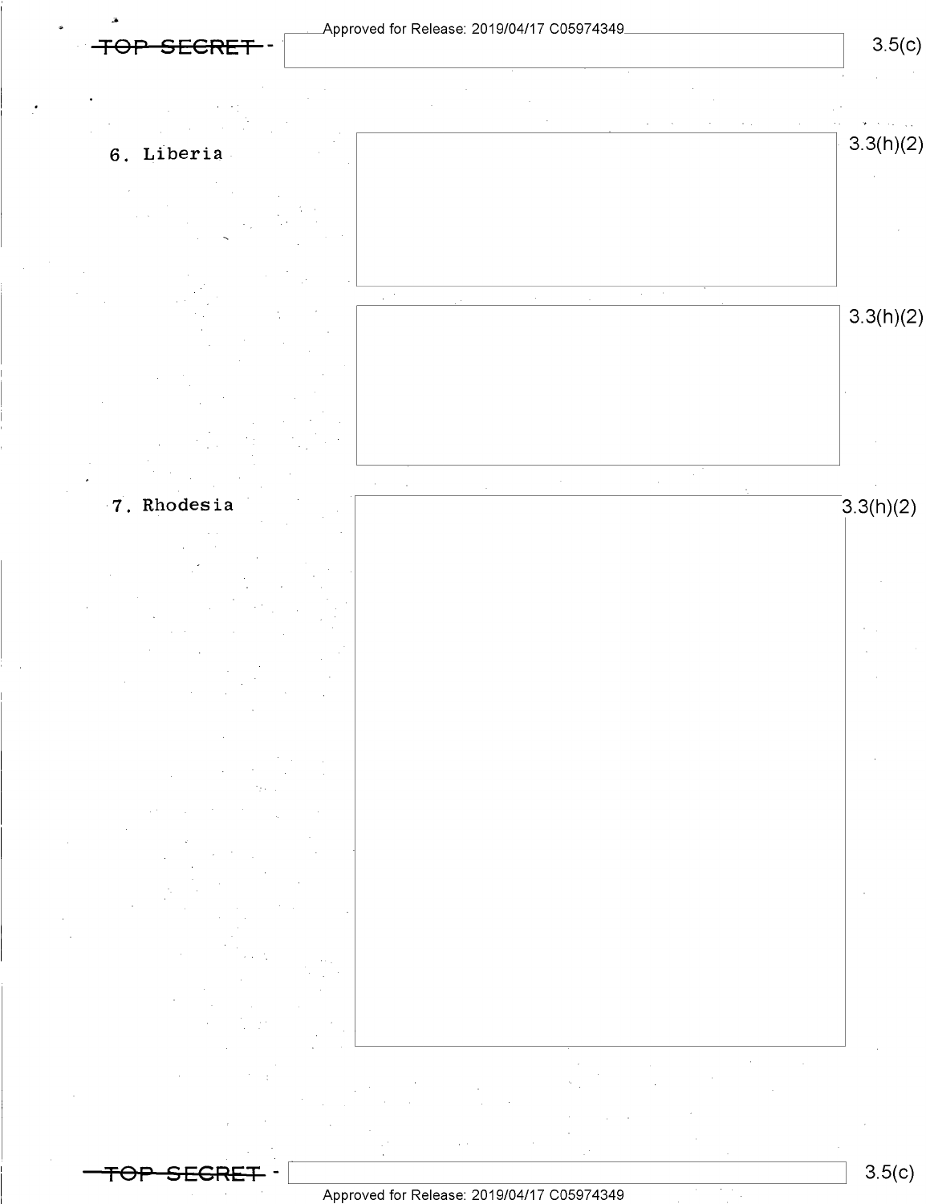6. Liberia

3.3(h)(2)

3.3(h)(2)

7. Rhodesia

3.3(h)(2)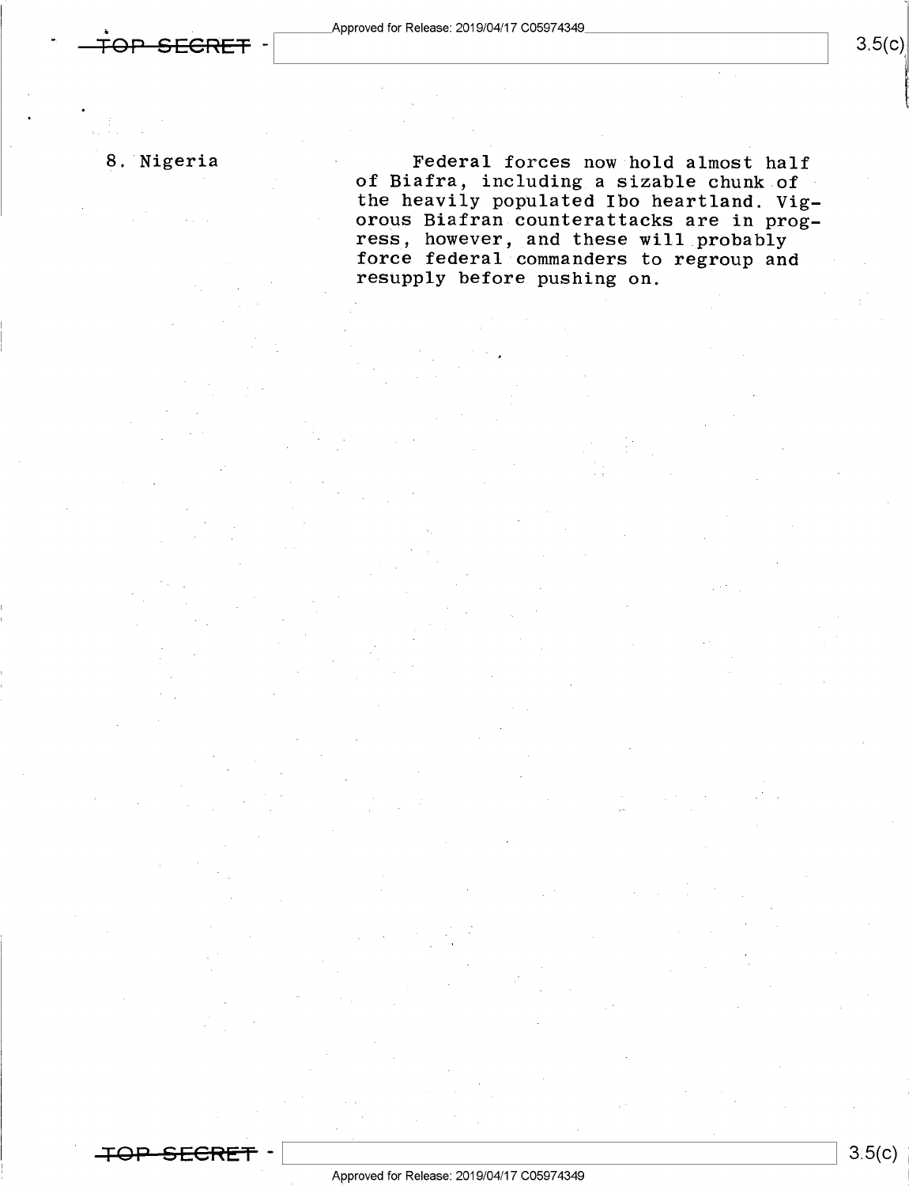8. Nigeria

Federal forces now hold almost half of Biafra, including a sizable chunk of the heavily populated Ibo heartland. Vigorous Biafran counterattacks are in progress, however, and these will probably force federal commanders to regroup and resupply before pushing on.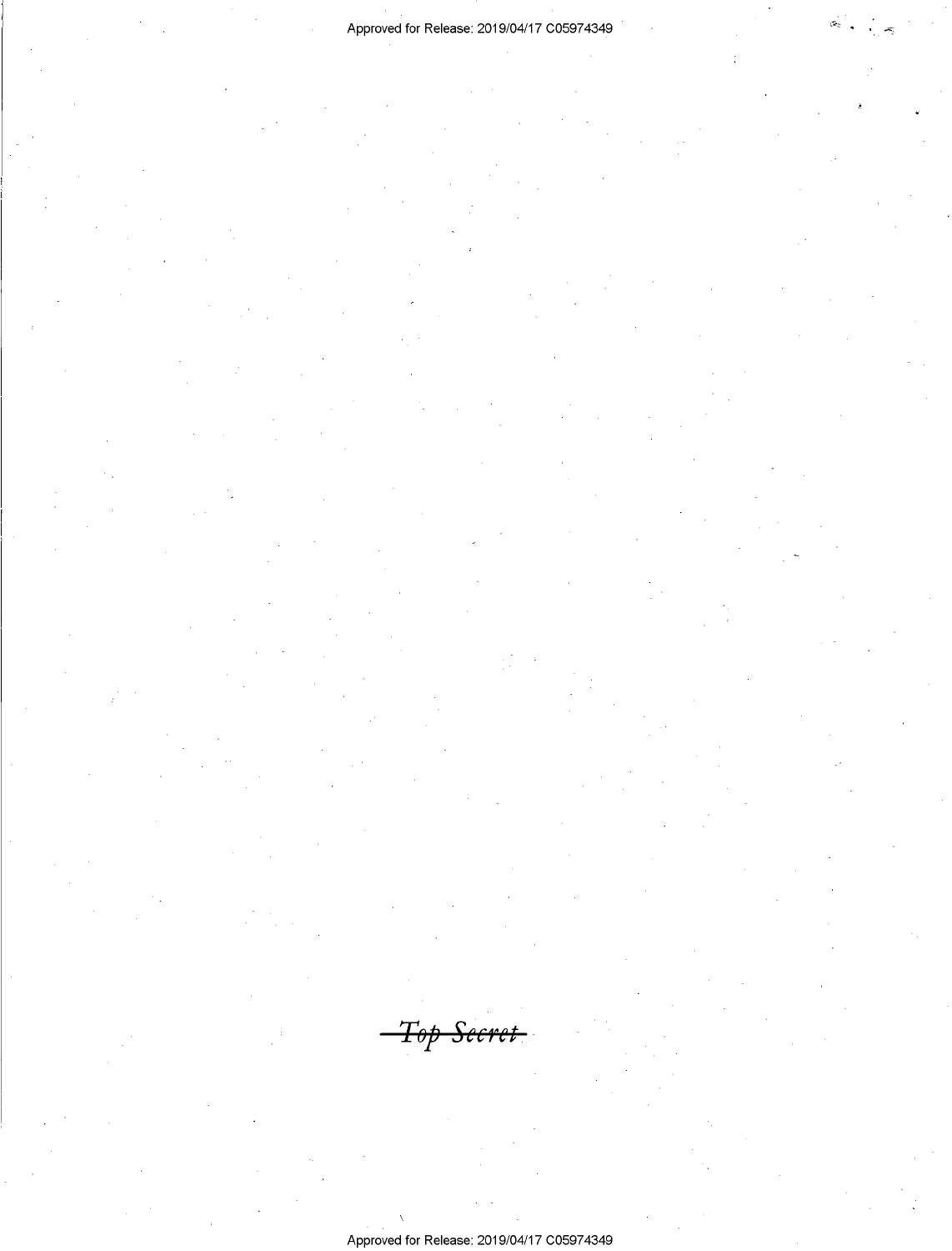~~Top Secret~~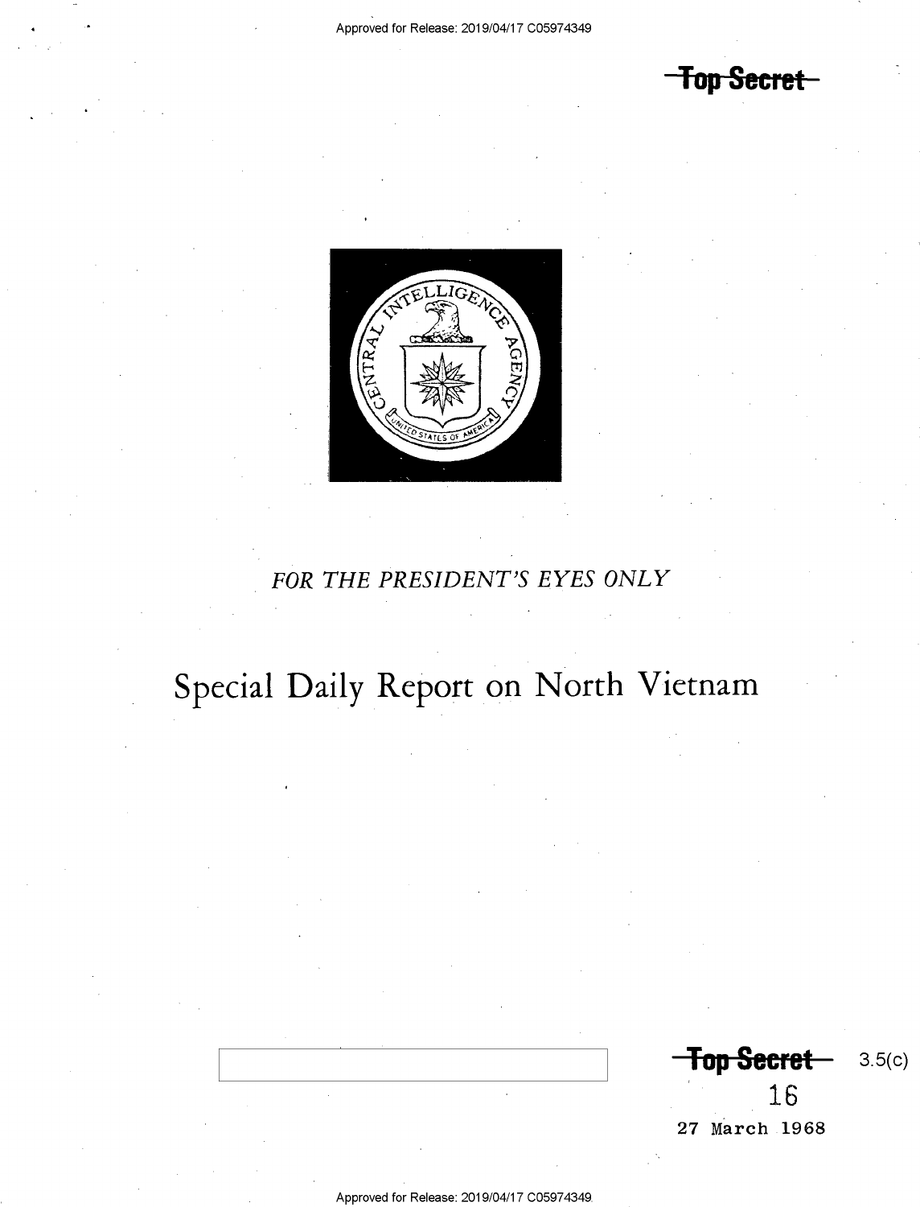Top Secret

FOR THE PRESIDENT'S EYES ONLY

# Special Daily Report on North Vietnam

Top Secret 3.5(c)

16

27 March 1968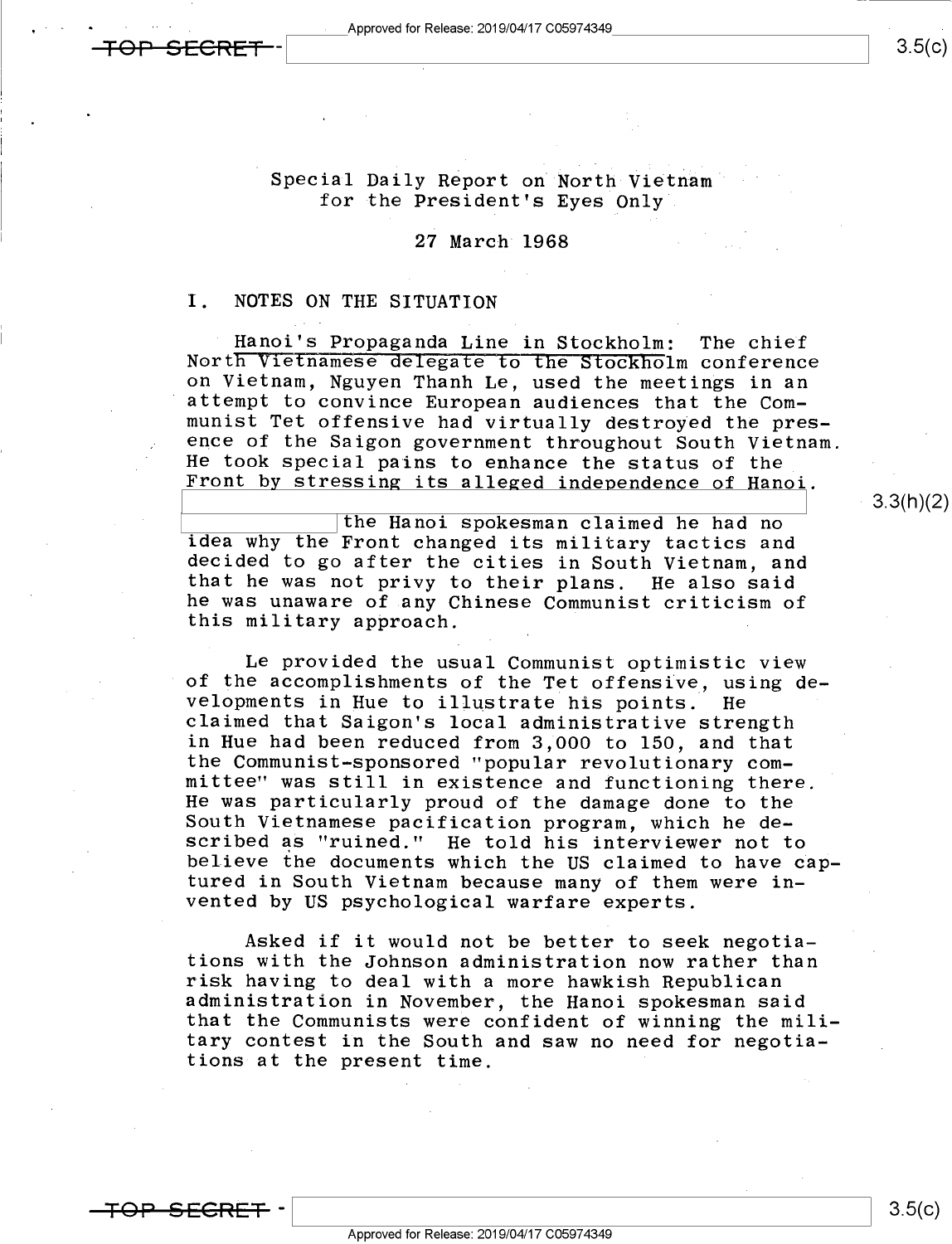TOP SECRET

Special Daily Report on North Vietnam
for the President's Eyes Only

27 March 1968

## I. NOTES ON THE SITUATION

Hanoi's Propaganda Line in Stockholm: The chief North Vietnamese delegate to the Stockholm conference on Vietnam, Nguyen Thanh Le, used the meetings in an attempt to convince European audiences that the Communist Tet offensive had virtually destroyed the presence of the Saigon government throughout South Vietnam. He took special pains to enhance the status of the Front by stressing its alleged independence of Hanoi. [ ] the Hanoi spokesman claimed he had no idea why the Front changed its military tactics and decided to go after the cities in South Vietnam, and that he was not privy to their plans. He also said he was unaware of any Chinese Communist criticism of this military approach.

Le provided the usual Communist optimistic view of the accomplishments of the Tet offensive, using developments in Hue to illustrate his points. He claimed that Saigon's local administrative strength in Hue had been reduced from 3,000 to 150, and that the Communist-sponsored "popular revolutionary committee" was still in existence and functioning there. He was particularly proud of the damage done to the South Vietnamese pacification program, which he described as "ruined." He told his interviewer not to believe the documents which the US claimed to have captured in South Vietnam because many of them were invented by US psychological warfare experts.

Asked if it would not be better to seek negotiations with the Johnson administration now rather than risk having to deal with a more hawkish Republican administration in November, the Hanoi spokesman said that the Communists were confident of winning the military contest in the South and saw no need for negotiations at the present time.

TOP SECRET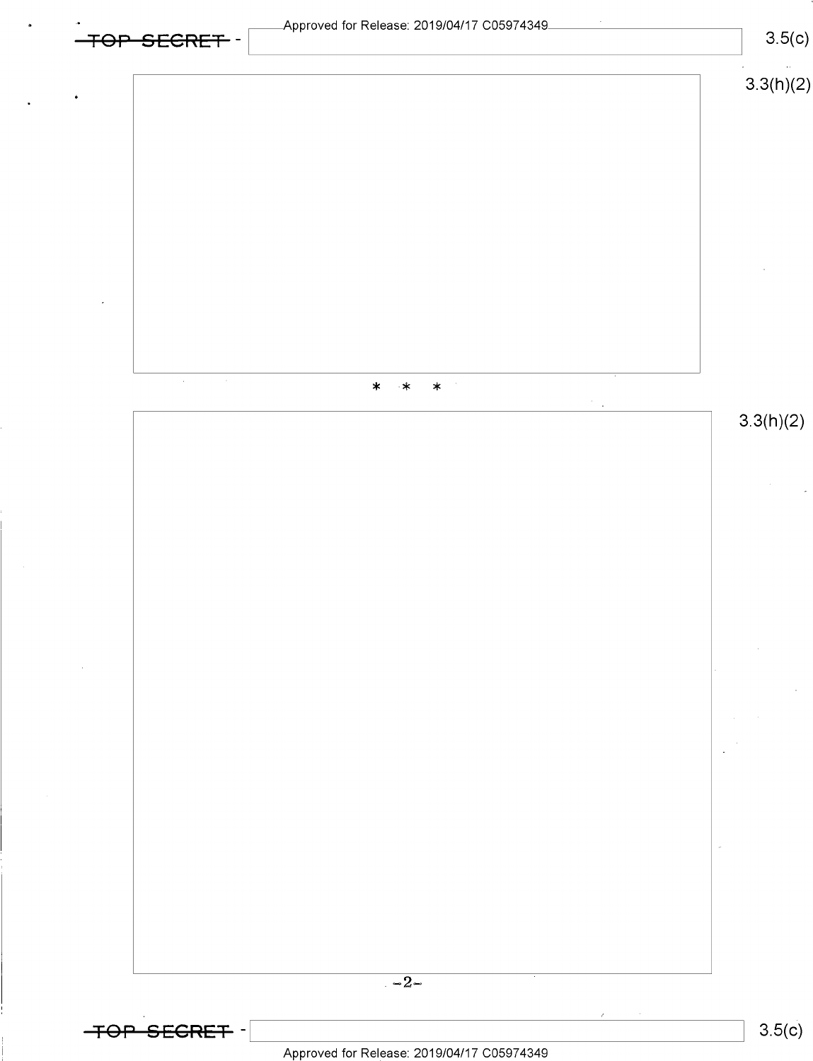3.3(h)(2)

\* \* \*

3.3(h)(2)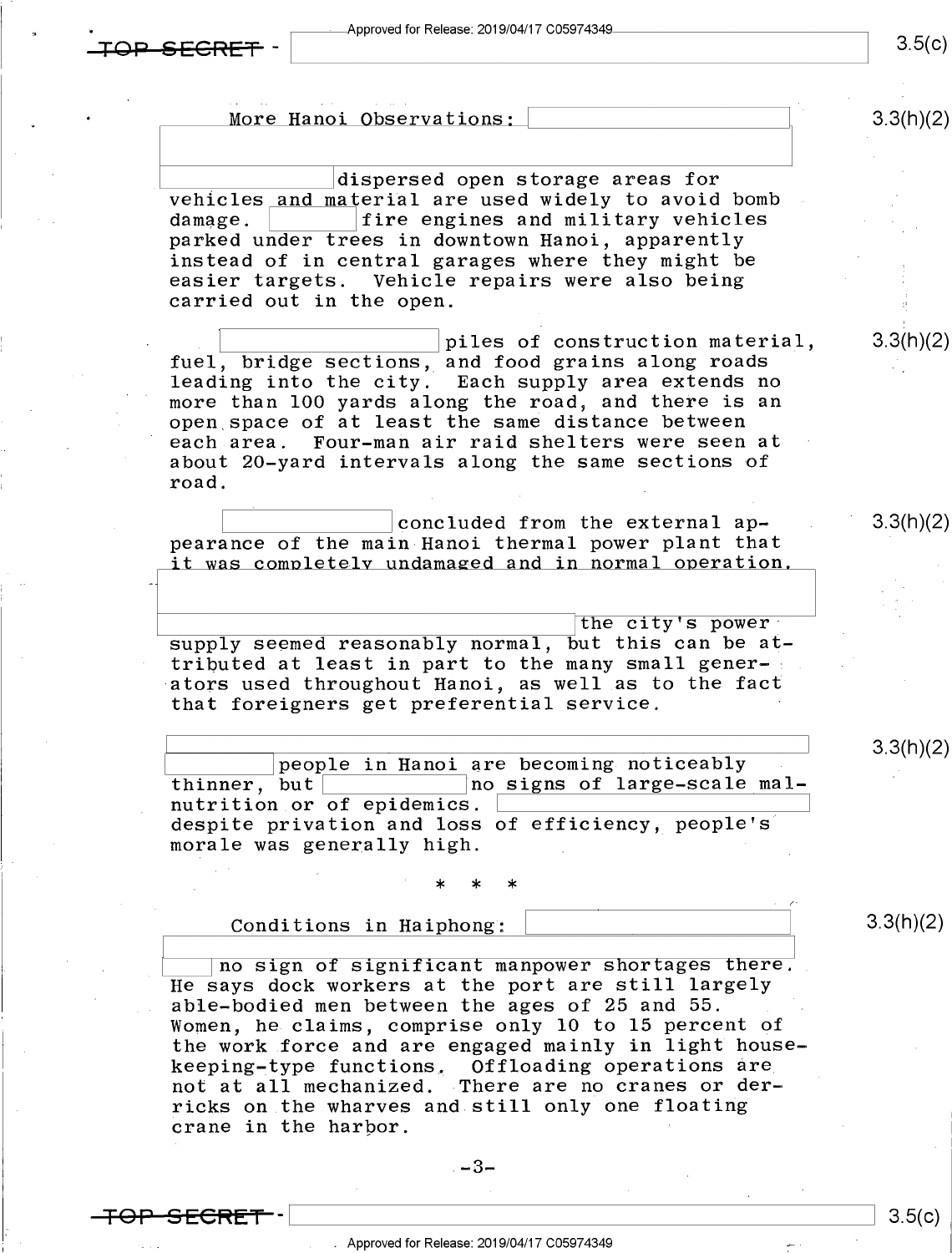More Hanoi Observations:

dispersed open storage areas for vehicles and material are used widely to avoid bomb damage. fire engines and military vehicles parked under trees in downtown Hanoi, apparently instead of in central garages where they might be easier targets. Vehicle repairs were also being carried out in the open.

piles of construction material, fuel, bridge sections, and food grains along roads leading into the city. Each supply area extends no more than 100 yards along the road, and there is an open space of at least the same distance between each area. Four-man air raid shelters were seen at about 20-yard intervals along the same sections of road.

concluded from the external appearance of the main Hanoi thermal power plant that it was completely undamaged and in normal operation.

the city's power supply seemed reasonably normal, but this can be attributed at least in part to the many small generators used throughout Hanoi, as well as to the fact that foreigners get preferential service.

people in Hanoi are becoming noticeably thinner, but no signs of large-scale malnutrition or of epidemics. despite privation and loss of efficiency, people's morale was generally high.

\* \* \*

Conditions in Haiphong:

no sign of significant manpower shortages there. He says dock workers at the port are still largely able-bodied men between the ages of 25 and 55. Women, he claims, comprise only 10 to 15 percent of the work force and are engaged mainly in light housekeeping-type functions. Offloading operations are not at all mechanized. There are no cranes or derricks on the wharves and still only one floating crane in the harbor.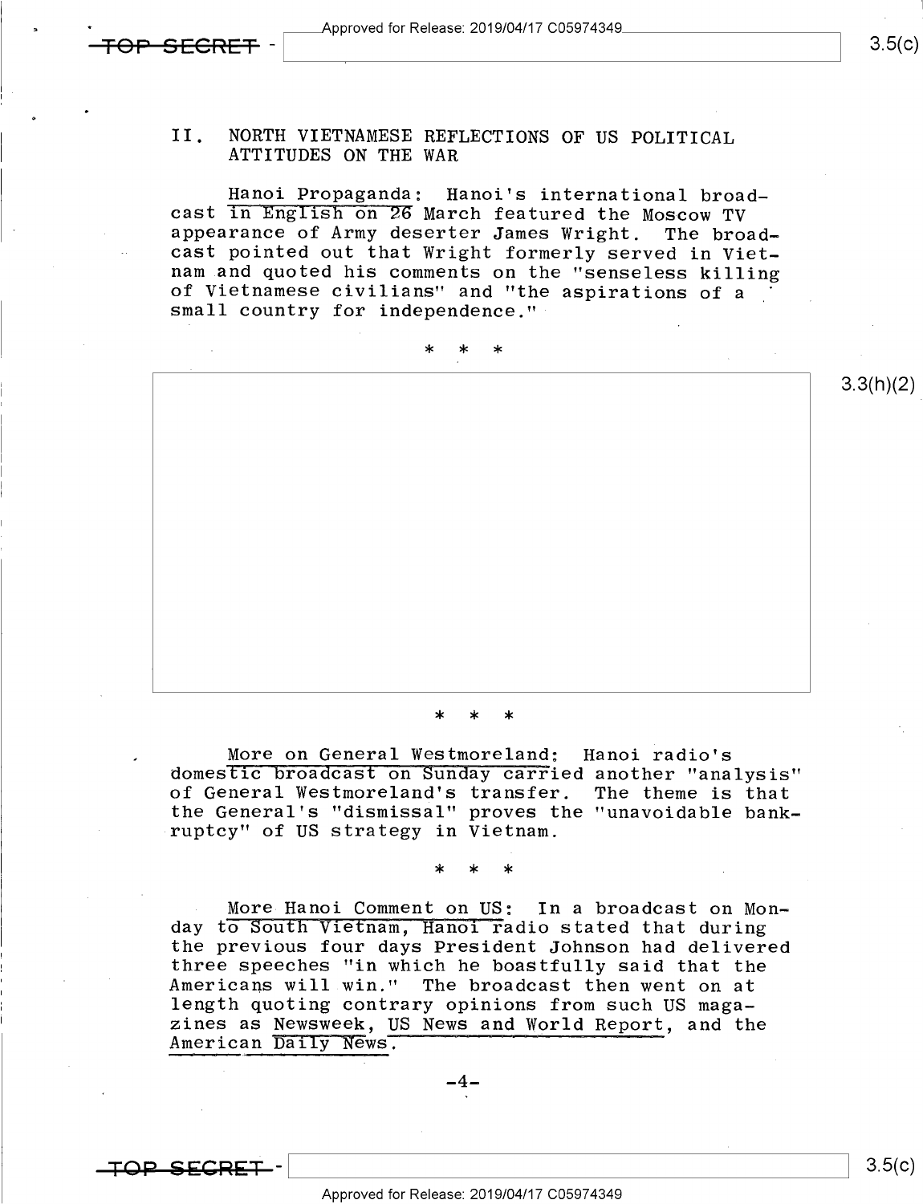## II. NORTH VIETNAMESE REFLECTIONS OF US POLITICAL ATTITUDES ON THE WAR

Hanoi Propaganda: Hanoi's international broadcast in English on 26 March featured the Moscow TV appearance of Army deserter James Wright. The broadcast pointed out that Wright formerly served in Vietnam and quoted his comments on the "senseless killing of Vietnamese civilians" and "the aspirations of a small country for independence."

\* \* \*

3.3(h)(2)

\* \* \*

More on General Westmoreland: Hanoi radio's domestic broadcast on Sunday carried another "analysis" of General Westmoreland's transfer. The theme is that the General's "dismissal" proves the "unavoidable bankruptcy" of US strategy in Vietnam.

\* \* \*

More Hanoi Comment on US: In a broadcast on Monday to South Vietnam, Hanoi radio stated that during the previous four days President Johnson had delivered three speeches "in which he boastfully said that the Americans will win." The broadcast then went on at length quoting contrary opinions from such US magazines as Newsweek, US News and World Report, and the American Daily News.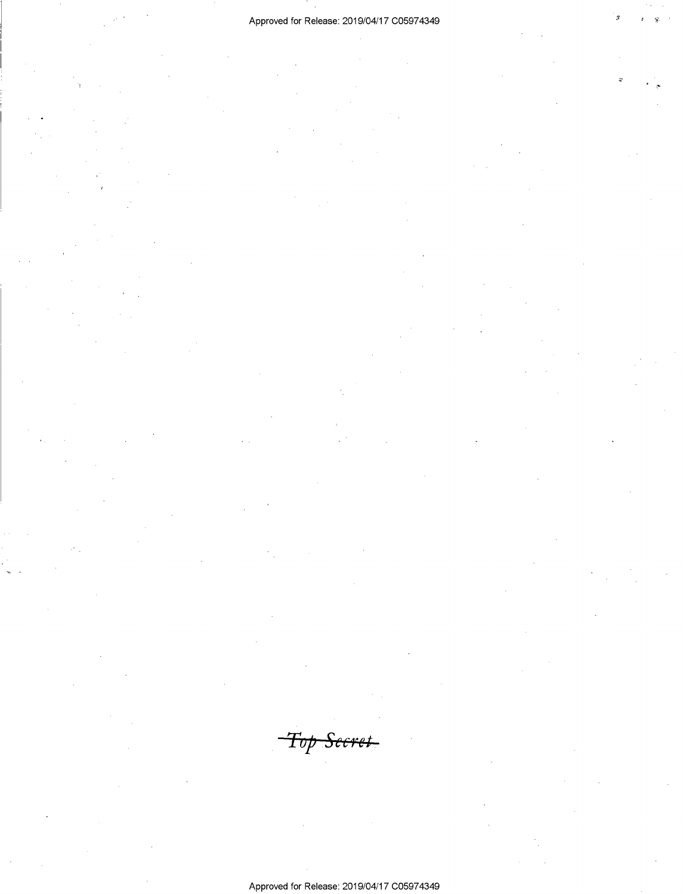~~Top Secret~~